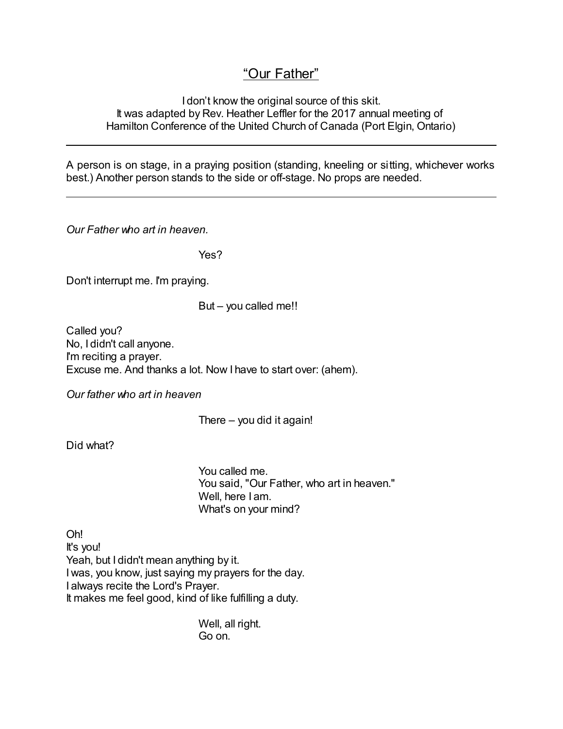# <u>"Our Father"</u>

I don't know the original source of this skit.
It was adapted by Rev. Heather Leffler for the 2017 annual meeting of
Hamilton Conference of the United Church of Canada (Port Elgin, Ontario)

---

A person is on stage, in a praying position (standing, kneeling or sitting, whichever works best.) Another person stands to the side or off-stage. No props are needed.

---

*Our Father who art in heaven.*

> Yes?

Don't interrupt me. I'm praying.

> But – you called me!!

Called you?
No, I didn't call anyone.
I'm reciting a prayer.
Excuse me. And thanks a lot. Now I have to start over: (ahem).

*Our father who art in heaven*

> There – you did it again!

Did what?

> You called me.
> You said, "Our Father, who art in heaven."
> Well, here I am.
> What's on your mind?

Oh!
It's you!
Yeah, but I didn't mean anything by it.
I was, you know, just saying my prayers for the day.
I always recite the Lord's Prayer.
It makes me feel good, kind of like fulfilling a duty.

> Well, all right.
> Go on.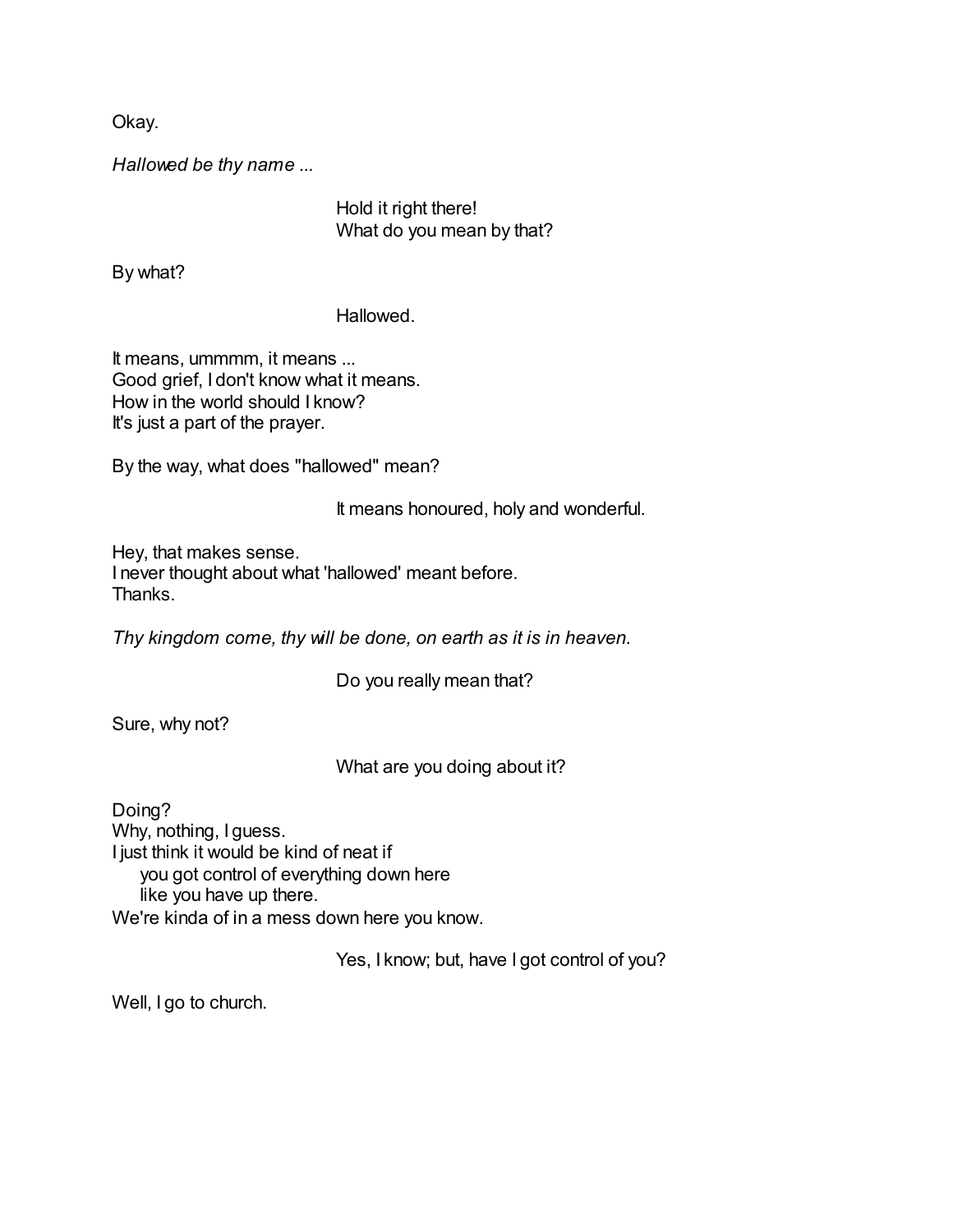Okay.

*Hallowed be thy name ...*

Hold it right there!
What do you mean by that?

By what?

Hallowed.

It means, ummmm, it means ...
Good grief, I don't know what it means.
How in the world should I know?
It's just a part of the prayer.

By the way, what does "hallowed" mean?

It means honoured, holy and wonderful.

Hey, that makes sense.
I never thought about what 'hallowed' meant before.
Thanks.

*Thy kingdom come, thy will be done, on earth as it is in heaven.*

Do you really mean that?

Sure, why not?

What are you doing about it?

Doing?
Why, nothing, I guess.
I just think it would be kind of neat if
you got control of everything down here
like you have up there.
We're kinda of in a mess down here you know.

Yes, I know; but, have I got control of you?

Well, I go to church.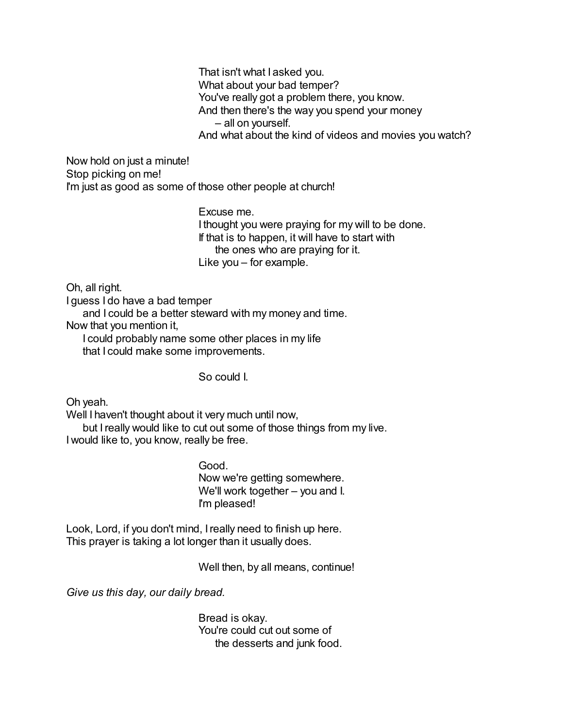That isn't what I asked you.
What about your bad temper?
You've really got a problem there, you know.
And then there's the way you spend your money
– all on yourself.
And what about the kind of videos and movies you watch?

Now hold on just a minute!
Stop picking on me!
I'm just as good as some of those other people at church!

Excuse me.
I thought you were praying for my will to be done.
If that is to happen, it will have to start with
the ones who are praying for it.
Like you – for example.

Oh, all right.
I guess I do have a bad temper
and I could be a better steward with my money and time.
Now that you mention it,
I could probably name some other places in my life
that I could make some improvements.

So could I.

Oh yeah.
Well I haven't thought about it very much until now,
but I really would like to cut out some of those things from my live.
I would like to, you know, really be free.

Good.
Now we're getting somewhere.
We'll work together – you and I.
I'm pleased!

Look, Lord, if you don't mind, I really need to finish up here.
This prayer is taking a lot longer than it usually does.

Well then, by all means, continue!

*Give us this day, our daily bread.*

Bread is okay.
You're could cut out some of
the desserts and junk food.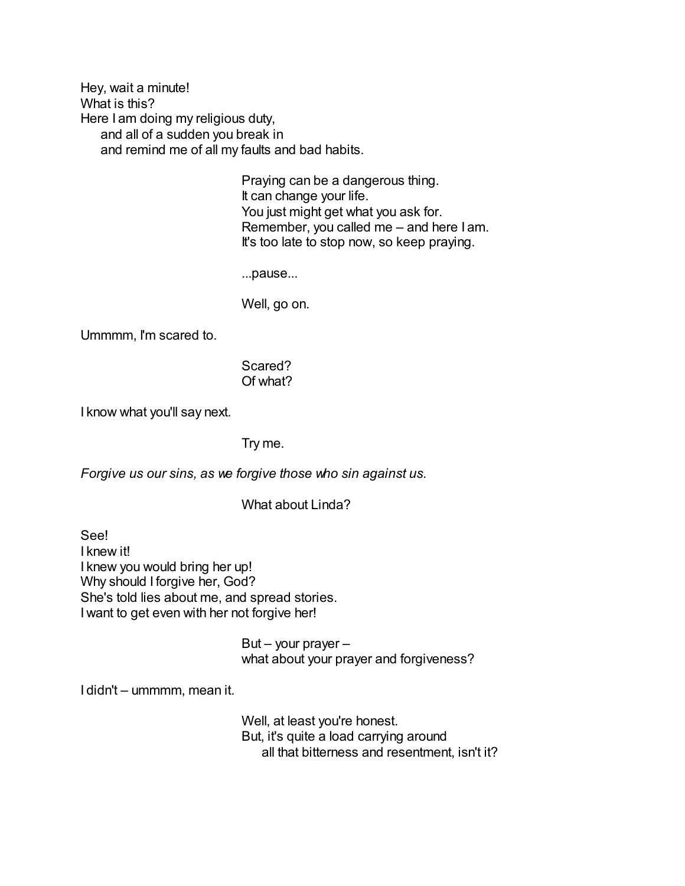Hey, wait a minute!
What is this?
Here I am doing my religious duty,
  and all of a sudden you break in
  and remind me of all my faults and bad habits.

> Praying can be a dangerous thing.
> It can change your life.
> You just might get what you ask for.
> Remember, you called me – and here I am.
> It's too late to stop now, so keep praying.
>
> ...pause...
>
> Well, go on.

Ummmm, I'm scared to.

> Scared?
> Of what?

I know what you'll say next.

> Try me.

*Forgive us our sins, as we forgive those who sin against us.*

> What about Linda?

See!
I knew it!
I knew you would bring her up!
Why should I forgive her, God?
She's told lies about me, and spread stories.
I want to get even with her not forgive her!

> But – your prayer –
> what about your prayer and forgiveness?

I didn't – ummmm, mean it.

> Well, at least you're honest.
> But, it's quite a load carrying around
>   all that bitterness and resentment, isn't it?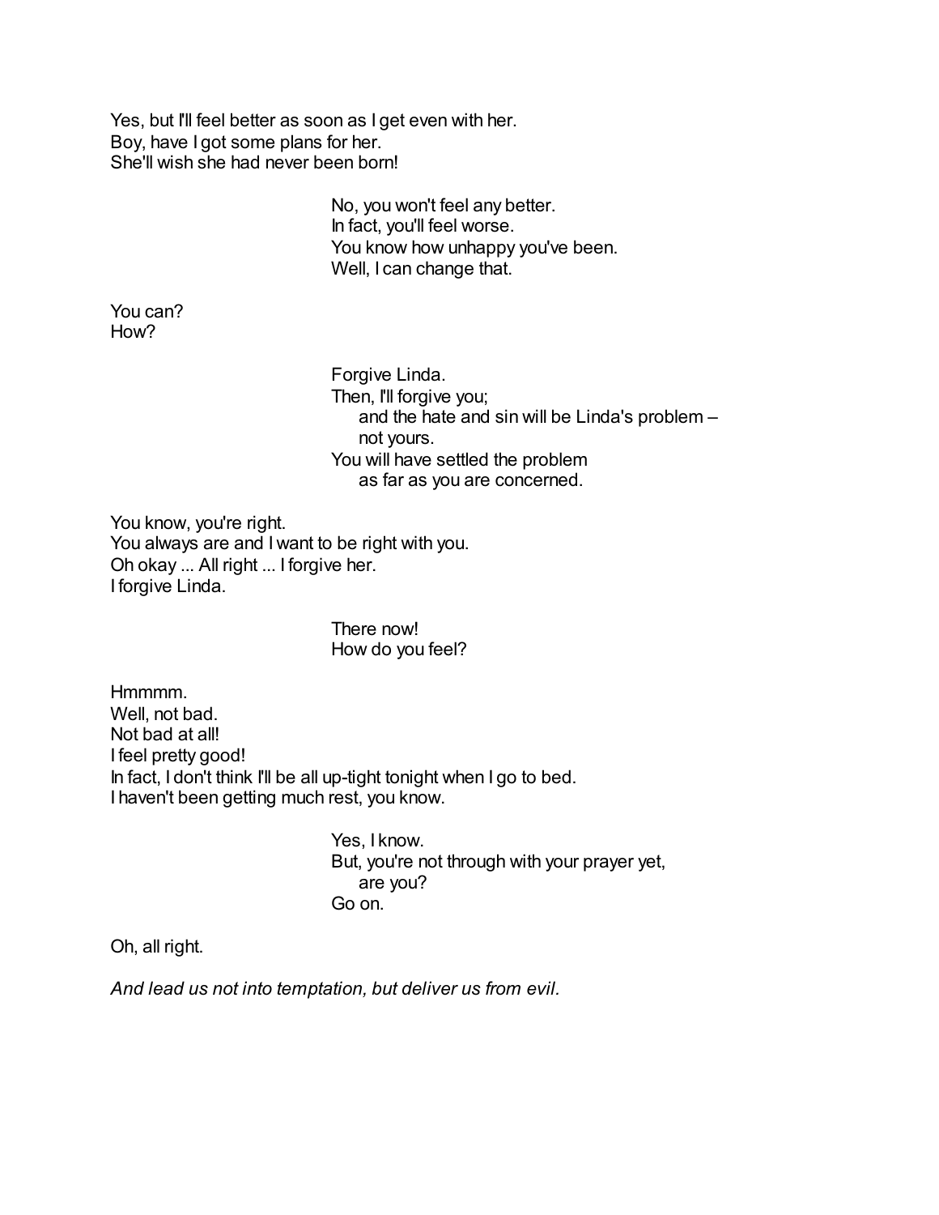Yes, but I'll feel better as soon as I get even with her.
Boy, have I got some plans for her.
She'll wish she had never been born!

> No, you won't feel any better.
> In fact, you'll feel worse.
> You know how unhappy you've been.
> Well, I can change that.

You can?
How?

> Forgive Linda.
> Then, I'll forgive you;
>     and the hate and sin will be Linda's problem –
>     not yours.
> You will have settled the problem
>     as far as you are concerned.

You know, you're right.
You always are and I want to be right with you.
Oh okay ... All right ... I forgive her.
I forgive Linda.

> There now!
> How do you feel?

Hmmmm.
Well, not bad.
Not bad at all!
I feel pretty good!
In fact, I don't think I'll be all up-tight tonight when I go to bed.
I haven't been getting much rest, you know.

> Yes, I know.
> But, you're not through with your prayer yet,
>     are you?
> Go on.

Oh, all right.

*And lead us not into temptation, but deliver us from evil.*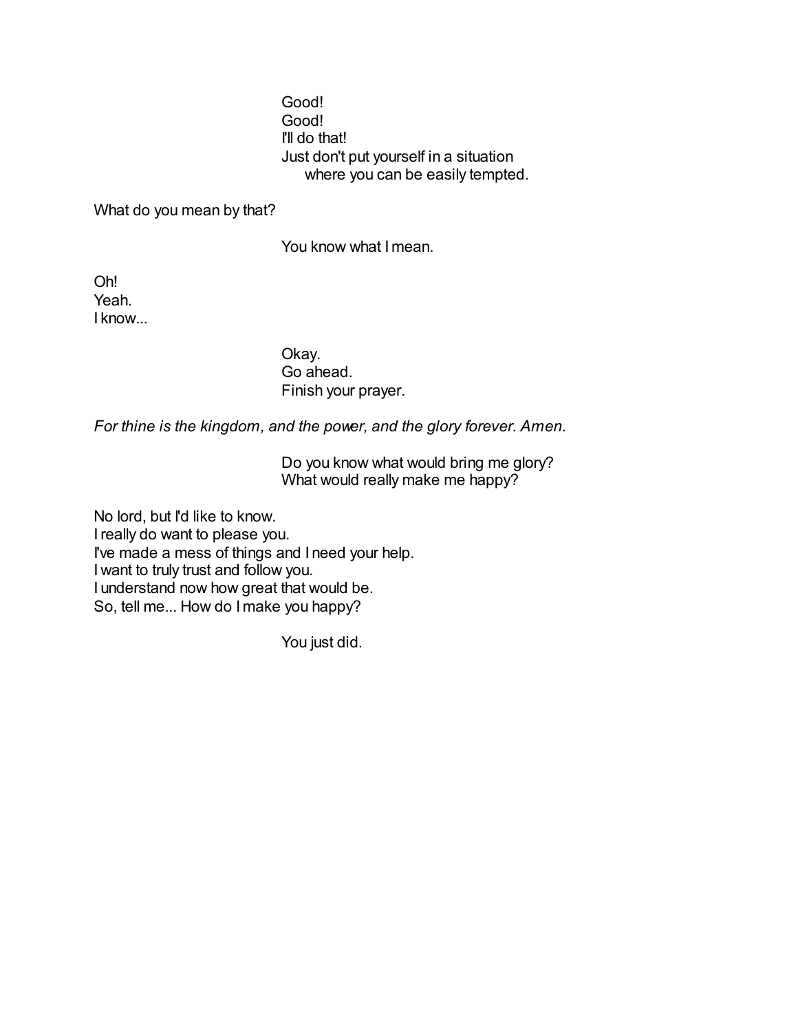Good!
Good!
I'll do that!
Just don't put yourself in a situation
where you can be easily tempted.

What do you mean by that?

You know what I mean.

Oh!
Yeah.
I know...

Okay.
Go ahead.
Finish your prayer.

*For thine is the kingdom, and the power, and the glory forever. Amen.*

Do you know what would bring me glory?
What would really make me happy?

No lord, but I'd like to know.
I really do want to please you.
I've made a mess of things and I need your help.
I want to truly trust and follow you.
I understand now how great that would be.
So, tell me... How do I make you happy?

You just did.